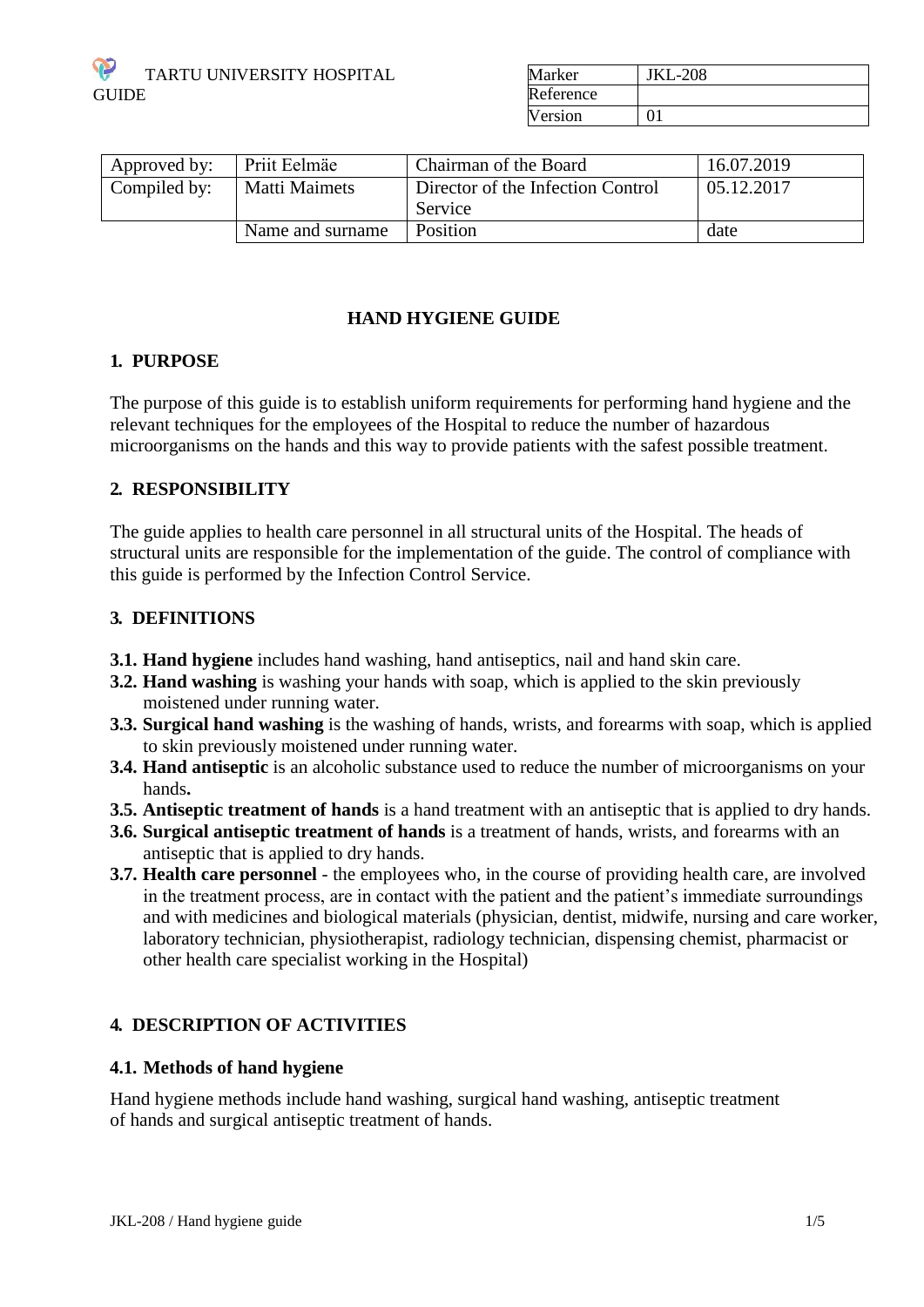TARTU UNIVERSITY HOSPITAL
GUIDE

| Marker | JKL-208 |
|---|---|
| Reference | |
| Version | 01 |

| Approved by: | Priit Eelmäe | Chairman of the Board | 16.07.2019 |
|---|---|---|---|
| Compiled by: | Matti Maimets | Director of the Infection Control Service | 05.12.2017 |
| | Name and surname | Position | date |

# HAND HYGIENE GUIDE

## 1. PURPOSE

The purpose of this guide is to establish uniform requirements for performing hand hygiene and the relevant techniques for the employees of the Hospital to reduce the number of hazardous microorganisms on the hands and this way to provide patients with the safest possible treatment.

## 2. RESPONSIBILITY

The guide applies to health care personnel in all structural units of the Hospital. The heads of structural units are responsible for the implementation of the guide. The control of compliance with this guide is performed by the Infection Control Service.

## 3. DEFINITIONS

**3.1. Hand hygiene** includes hand washing, hand antiseptics, nail and hand skin care.

**3.2. Hand washing** is washing your hands with soap, which is applied to the skin previously moistened under running water.

**3.3. Surgical hand washing** is the washing of hands, wrists, and forearms with soap, which is applied to skin previously moistened under running water.

**3.4. Hand antiseptic** is an alcoholic substance used to reduce the number of microorganisms on your hands**.**

**3.5. Antiseptic treatment of hands** is a hand treatment with an antiseptic that is applied to dry hands.

**3.6. Surgical antiseptic treatment of hands** is a treatment of hands, wrists, and forearms with an antiseptic that is applied to dry hands.

**3.7. Health care personnel** - the employees who, in the course of providing health care, are involved in the treatment process, are in contact with the patient and the patient's immediate surroundings and with medicines and biological materials (physician, dentist, midwife, nursing and care worker, laboratory technician, physiotherapist, radiology technician, dispensing chemist, pharmacist or other health care specialist working in the Hospital)

## 4. DESCRIPTION OF ACTIVITIES

### 4.1. Methods of hand hygiene

Hand hygiene methods include hand washing, surgical hand washing, antiseptic treatment of hands and surgical antiseptic treatment of hands.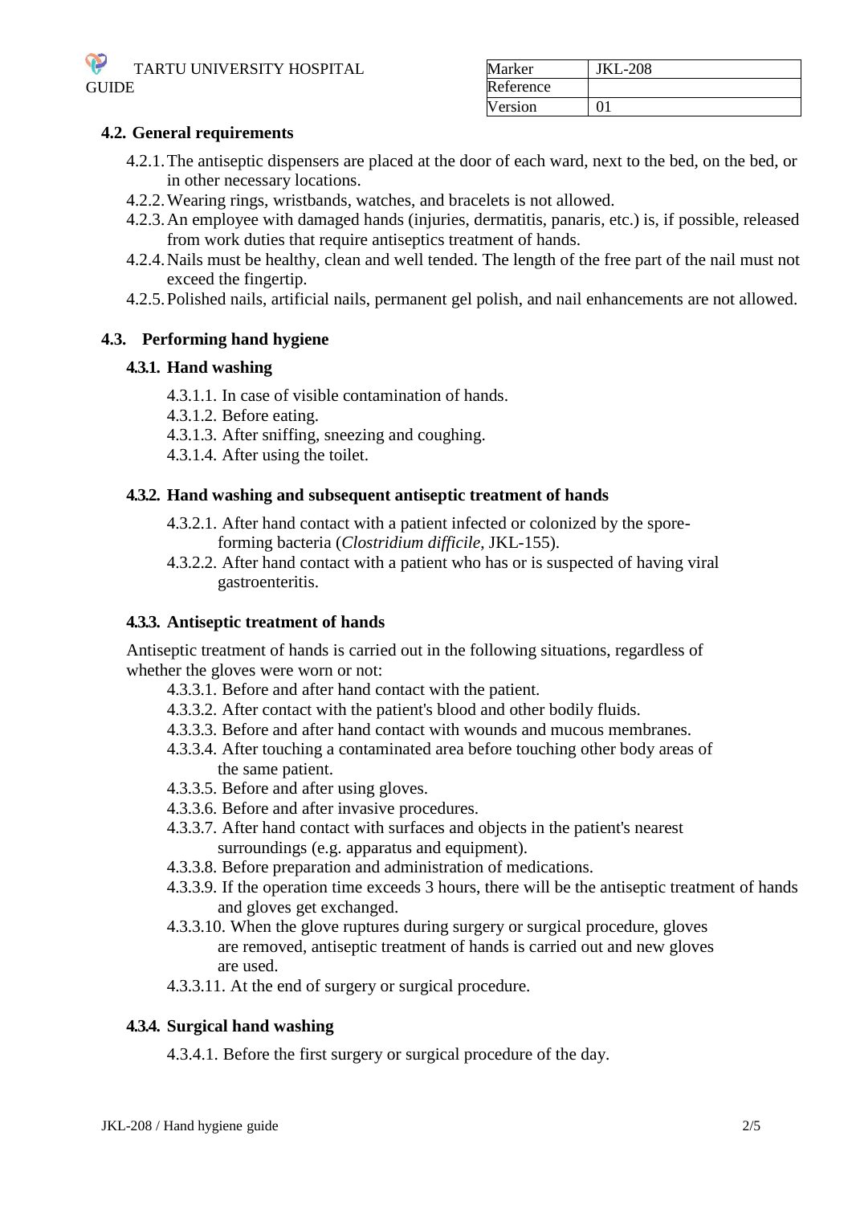## 4.2. General requirements

- 4.2.1. The antiseptic dispensers are placed at the door of each ward, next to the bed, on the bed, or in other necessary locations.
- 4.2.2. Wearing rings, wristbands, watches, and bracelets is not allowed.
- 4.2.3. An employee with damaged hands (injuries, dermatitis, panaris, etc.) is, if possible, released from work duties that require antiseptics treatment of hands.
- 4.2.4. Nails must be healthy, clean and well tended. The length of the free part of the nail must not exceed the fingertip.
- 4.2.5. Polished nails, artificial nails, permanent gel polish, and nail enhancements are not allowed.

## 4.3. Performing hand hygiene

### 4.3.1. Hand washing

- 4.3.1.1. In case of visible contamination of hands.
- 4.3.1.2. Before eating.
- 4.3.1.3. After sniffing, sneezing and coughing.
- 4.3.1.4. After using the toilet.

### 4.3.2. Hand washing and subsequent antiseptic treatment of hands

- 4.3.2.1. After hand contact with a patient infected or colonized by the spore-forming bacteria (*Clostridium difficile*, JKL-155).
- 4.3.2.2. After hand contact with a patient who has or is suspected of having viral gastroenteritis.

### 4.3.3. Antiseptic treatment of hands

Antiseptic treatment of hands is carried out in the following situations, regardless of whether the gloves were worn or not:

- 4.3.3.1. Before and after hand contact with the patient.
- 4.3.3.2. After contact with the patient's blood and other bodily fluids.
- 4.3.3.3. Before and after hand contact with wounds and mucous membranes.
- 4.3.3.4. After touching a contaminated area before touching other body areas of the same patient.
- 4.3.3.5. Before and after using gloves.
- 4.3.3.6. Before and after invasive procedures.
- 4.3.3.7. After hand contact with surfaces and objects in the patient's nearest surroundings (e.g. apparatus and equipment).
- 4.3.3.8. Before preparation and administration of medications.
- 4.3.3.9. If the operation time exceeds 3 hours, there will be the antiseptic treatment of hands and gloves get exchanged.
- 4.3.3.10. When the glove ruptures during surgery or surgical procedure, gloves are removed, antiseptic treatment of hands is carried out and new gloves are used.
- 4.3.3.11. At the end of surgery or surgical procedure.

### 4.3.4. Surgical hand washing

- 4.3.4.1. Before the first surgery or surgical procedure of the day.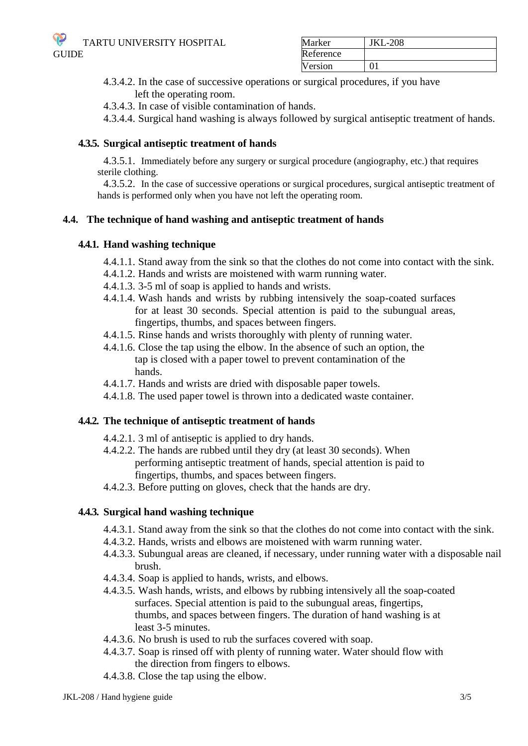4.3.4.2. In the case of successive operations or surgical procedures, if you have left the operating room.

4.3.4.3. In case of visible contamination of hands.

4.3.4.4. Surgical hand washing is always followed by surgical antiseptic treatment of hands.

### 4.3.5. Surgical antiseptic treatment of hands

4.3.5.1. Immediately before any surgery or surgical procedure (angiography, etc.) that requires sterile clothing.

4.3.5.2. In the case of successive operations or surgical procedures, surgical antiseptic treatment of hands is performed only when you have not left the operating room.

## 4.4. The technique of hand washing and antiseptic treatment of hands

### 4.4.1. Hand washing technique

4.4.1.1. Stand away from the sink so that the clothes do not come into contact with the sink.

4.4.1.2. Hands and wrists are moistened with warm running water.

4.4.1.3. 3-5 ml of soap is applied to hands and wrists.

4.4.1.4. Wash hands and wrists by rubbing intensively the soap-coated surfaces for at least 30 seconds. Special attention is paid to the subungual areas, fingertips, thumbs, and spaces between fingers.

4.4.1.5. Rinse hands and wrists thoroughly with plenty of running water.

4.4.1.6. Close the tap using the elbow. In the absence of such an option, the tap is closed with a paper towel to prevent contamination of the hands.

4.4.1.7. Hands and wrists are dried with disposable paper towels.

4.4.1.8. The used paper towel is thrown into a dedicated waste container.

### 4.4.2. The technique of antiseptic treatment of hands

4.4.2.1. 3 ml of antiseptic is applied to dry hands.

4.4.2.2. The hands are rubbed until they dry (at least 30 seconds). When performing antiseptic treatment of hands, special attention is paid to fingertips, thumbs, and spaces between fingers.

4.4.2.3. Before putting on gloves, check that the hands are dry.

### 4.4.3. Surgical hand washing technique

4.4.3.1. Stand away from the sink so that the clothes do not come into contact with the sink.

4.4.3.2. Hands, wrists and elbows are moistened with warm running water.

4.4.3.3. Subungual areas are cleaned, if necessary, under running water with a disposable nail brush.

4.4.3.4. Soap is applied to hands, wrists, and elbows.

4.4.3.5. Wash hands, wrists, and elbows by rubbing intensively all the soap-coated surfaces. Special attention is paid to the subungual areas, fingertips, thumbs, and spaces between fingers. The duration of hand washing is at least 3-5 minutes.

4.4.3.6. No brush is used to rub the surfaces covered with soap.

4.4.3.7. Soap is rinsed off with plenty of running water. Water should flow with the direction from fingers to elbows.

4.4.3.8. Close the tap using the elbow.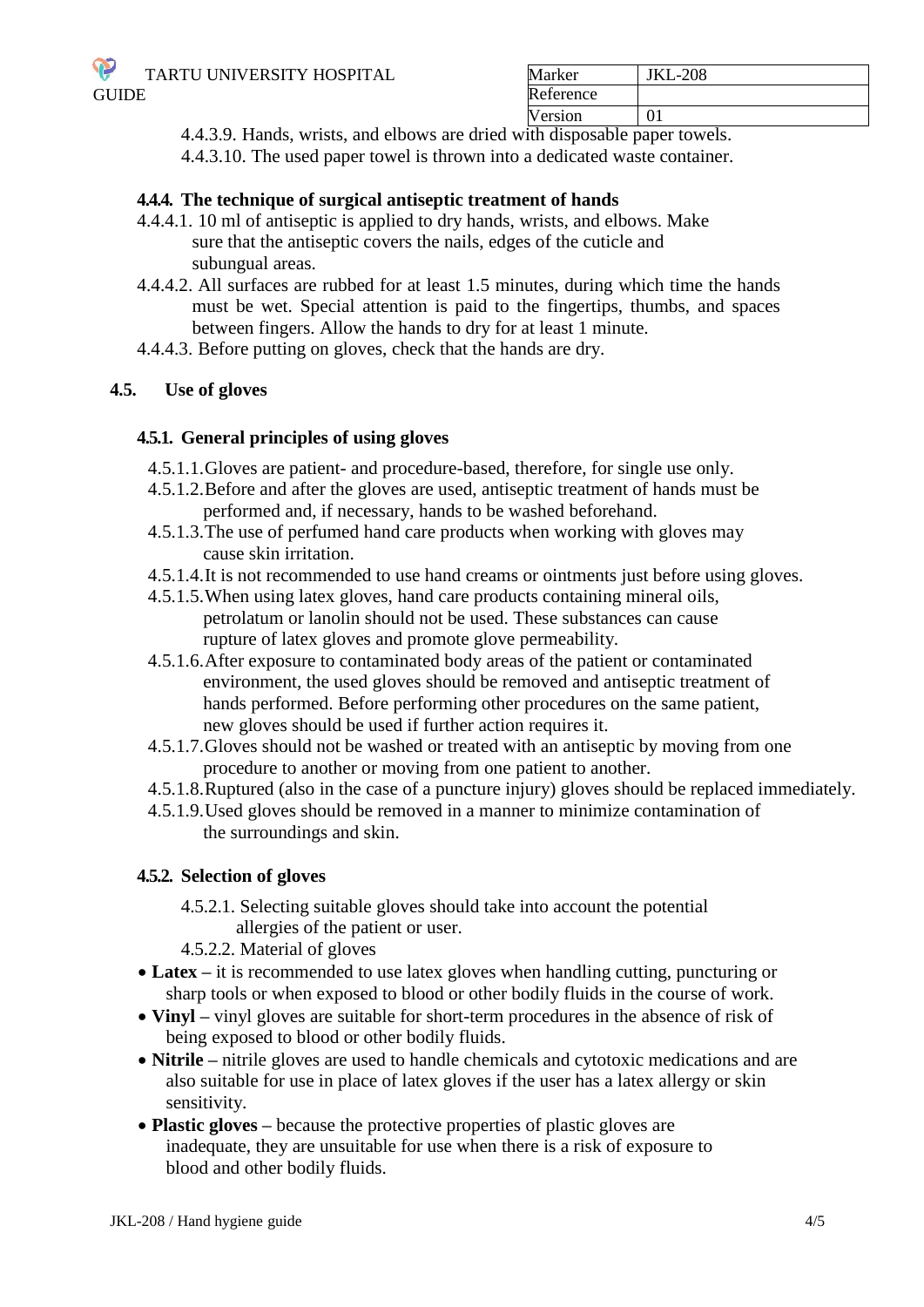4.4.3.9. Hands, wrists, and elbows are dried with disposable paper towels.

4.4.3.10. The used paper towel is thrown into a dedicated waste container.

#### 4.4.4. The technique of surgical antiseptic treatment of hands

4.4.4.1. 10 ml of antiseptic is applied to dry hands, wrists, and elbows. Make sure that the antiseptic covers the nails, edges of the cuticle and subungual areas.

4.4.4.2. All surfaces are rubbed for at least 1.5 minutes, during which time the hands must be wet. Special attention is paid to the fingertips, thumbs, and spaces between fingers. Allow the hands to dry for at least 1 minute.

4.4.4.3. Before putting on gloves, check that the hands are dry.

### 4.5. Use of gloves

#### 4.5.1. General principles of using gloves

4.5.1.1. Gloves are patient- and procedure-based, therefore, for single use only.

4.5.1.2. Before and after the gloves are used, antiseptic treatment of hands must be performed and, if necessary, hands to be washed beforehand.

4.5.1.3. The use of perfumed hand care products when working with gloves may cause skin irritation.

4.5.1.4. It is not recommended to use hand creams or ointments just before using gloves.

4.5.1.5. When using latex gloves, hand care products containing mineral oils, petrolatum or lanolin should not be used. These substances can cause rupture of latex gloves and promote glove permeability.

4.5.1.6. After exposure to contaminated body areas of the patient or contaminated environment, the used gloves should be removed and antiseptic treatment of hands performed. Before performing other procedures on the same patient, new gloves should be used if further action requires it.

4.5.1.7. Gloves should not be washed or treated with an antiseptic by moving from one procedure to another or moving from one patient to another.

4.5.1.8. Ruptured (also in the case of a puncture injury) gloves should be replaced immediately.

4.5.1.9. Used gloves should be removed in a manner to minimize contamination of the surroundings and skin.

#### 4.5.2. Selection of gloves

4.5.2.1. Selecting suitable gloves should take into account the potential allergies of the patient or user.

4.5.2.2. Material of gloves

- **Latex** – it is recommended to use latex gloves when handling cutting, puncturing or sharp tools or when exposed to blood or other bodily fluids in the course of work.
- **Vinyl** – vinyl gloves are suitable for short-term procedures in the absence of risk of being exposed to blood or other bodily fluids.
- **Nitrile** – nitrile gloves are used to handle chemicals and cytotoxic medications and are also suitable for use in place of latex gloves if the user has a latex allergy or skin sensitivity.
- **Plastic gloves** – because the protective properties of plastic gloves are inadequate, they are unsuitable for use when there is a risk of exposure to blood and other bodily fluids.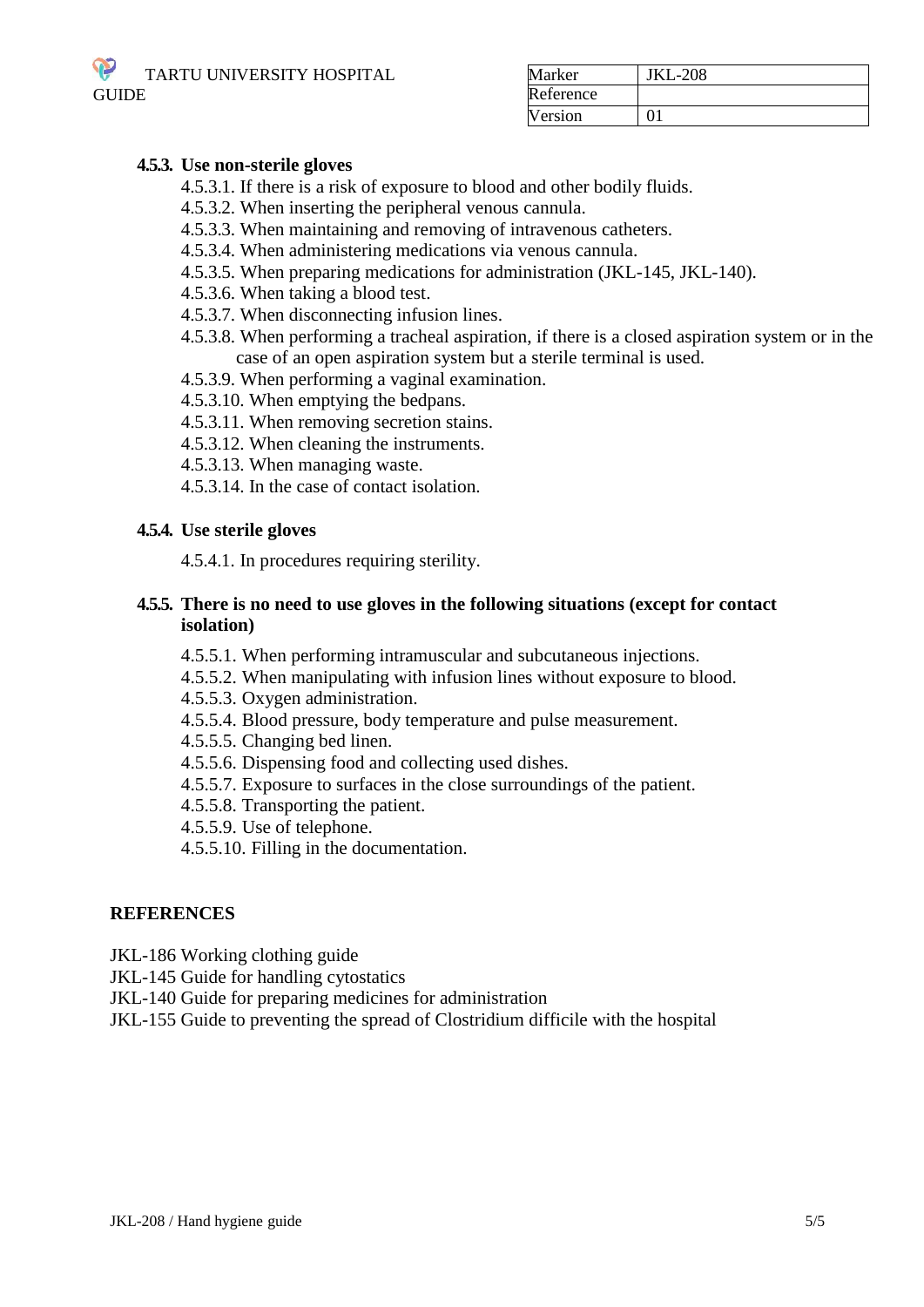#### 4.5.3. Use non-sterile gloves

4.5.3.1. If there is a risk of exposure to blood and other bodily fluids.
4.5.3.2. When inserting the peripheral venous cannula.
4.5.3.3. When maintaining and removing of intravenous catheters.
4.5.3.4. When administering medications via venous cannula.
4.5.3.5. When preparing medications for administration (JKL-145, JKL-140).
4.5.3.6. When taking a blood test.
4.5.3.7. When disconnecting infusion lines.
4.5.3.8. When performing a tracheal aspiration, if there is a closed aspiration system or in the case of an open aspiration system but a sterile terminal is used.
4.5.3.9. When performing a vaginal examination.
4.5.3.10. When emptying the bedpans.
4.5.3.11. When removing secretion stains.
4.5.3.12. When cleaning the instruments.
4.5.3.13. When managing waste.
4.5.3.14. In the case of contact isolation.

#### 4.5.4. Use sterile gloves

4.5.4.1. In procedures requiring sterility.

#### 4.5.5. There is no need to use gloves in the following situations (except for contact isolation)

4.5.5.1. When performing intramuscular and subcutaneous injections.
4.5.5.2. When manipulating with infusion lines without exposure to blood.
4.5.5.3. Oxygen administration.
4.5.5.4. Blood pressure, body temperature and pulse measurement.
4.5.5.5. Changing bed linen.
4.5.5.6. Dispensing food and collecting used dishes.
4.5.5.7. Exposure to surfaces in the close surroundings of the patient.
4.5.5.8. Transporting the patient.
4.5.5.9. Use of telephone.
4.5.5.10. Filling in the documentation.

## REFERENCES

JKL-186 Working clothing guide
JKL-145 Guide for handling cytostatics
JKL-140 Guide for preparing medicines for administration
JKL-155 Guide to preventing the spread of Clostridium difficile with the hospital